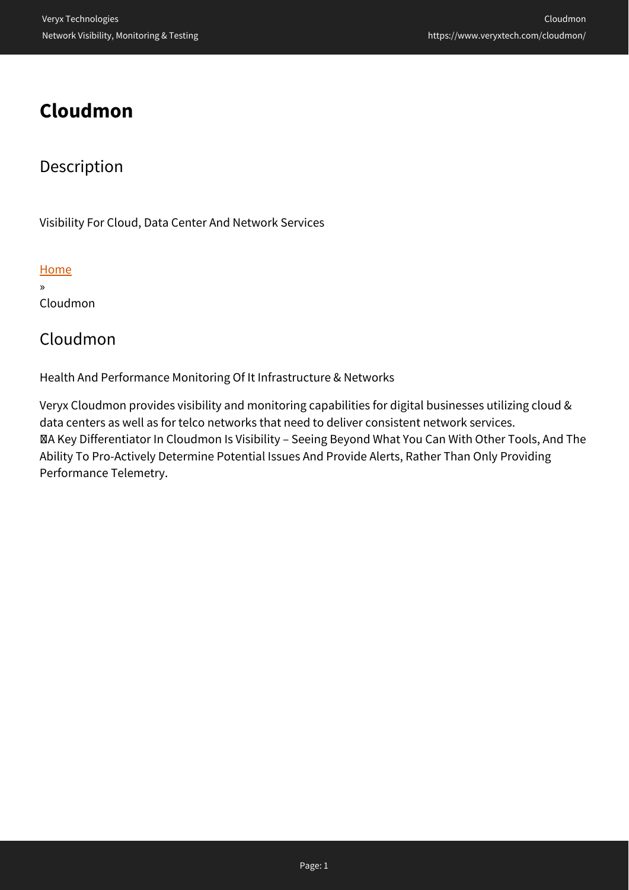# Cloudmon

## Description

Visibility For Cloud, Data Center And Network Services

[Home](#)
»
Cloudmon

## Cloudmon

Health And Performance Monitoring Of It Infrastructure & Networks

Veryx Cloudmon provides visibility and monitoring capabilities for digital businesses utilizing cloud & data centers as well as for telco networks that need to deliver consistent network services.
A Key Differentiator In Cloudmon Is Visibility – Seeing Beyond What You Can With Other Tools, And The Ability To Pro-Actively Determine Potential Issues And Provide Alerts, Rather Than Only Providing Performance Telemetry.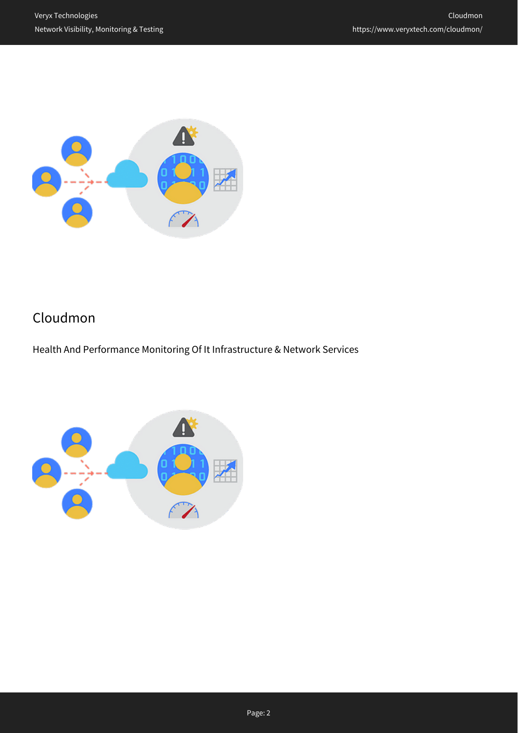# Cloudmon

Health And Performance Monitoring Of It Infrastructure & Network Services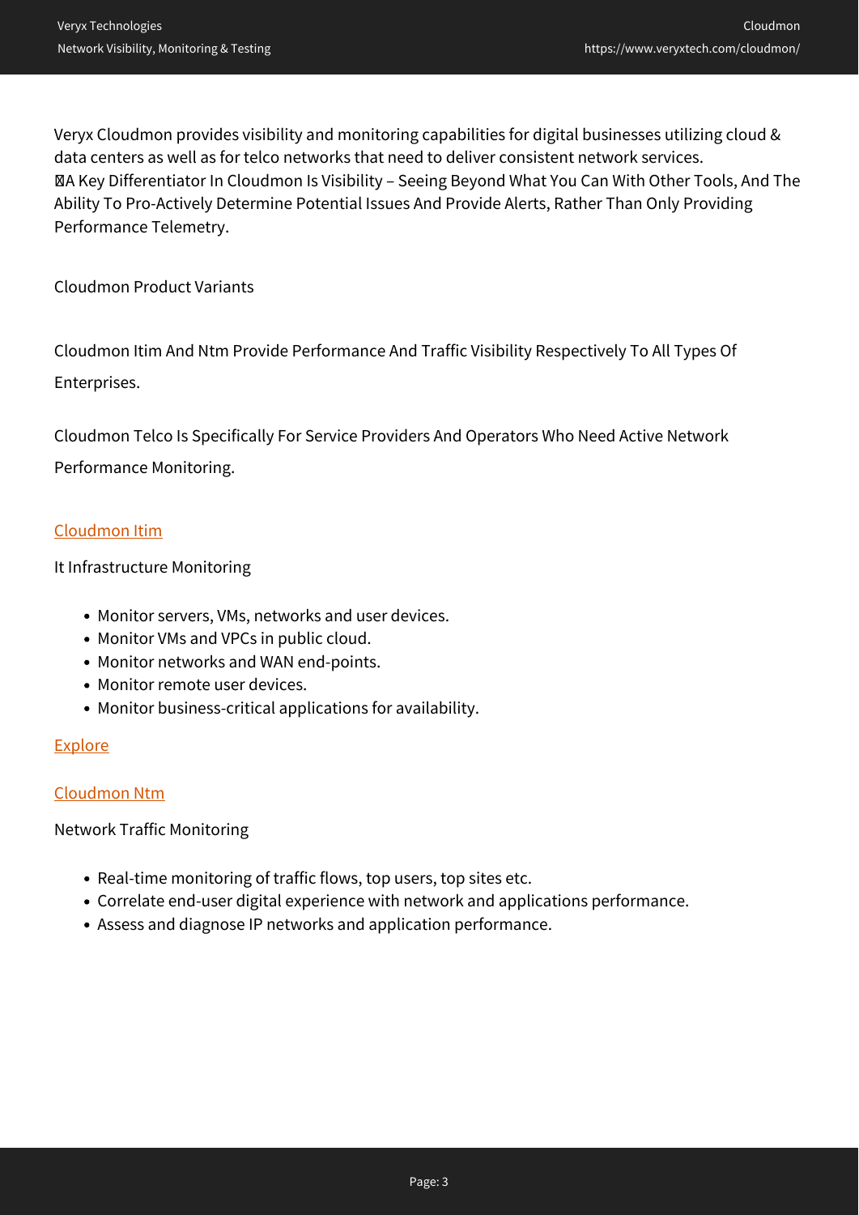Veryx Cloudmon provides visibility and monitoring capabilities for digital businesses utilizing cloud & data centers as well as for telco networks that need to deliver consistent network services.
A Key Differentiator In Cloudmon Is Visibility – Seeing Beyond What You Can With Other Tools, And The Ability To Pro-Actively Determine Potential Issues And Provide Alerts, Rather Than Only Providing Performance Telemetry.

Cloudmon Product Variants

Cloudmon Itim And Ntm Provide Performance And Traffic Visibility Respectively To All Types Of Enterprises.

Cloudmon Telco Is Specifically For Service Providers And Operators Who Need Active Network Performance Monitoring.

Cloudmon Itim

It Infrastructure Monitoring

- Monitor servers, VMs, networks and user devices.
- Monitor VMs and VPCs in public cloud.
- Monitor networks and WAN end-points.
- Monitor remote user devices.
- Monitor business-critical applications for availability.

Explore

Cloudmon Ntm

Network Traffic Monitoring

- Real-time monitoring of traffic flows, top users, top sites etc.
- Correlate end-user digital experience with network and applications performance.
- Assess and diagnose IP networks and application performance.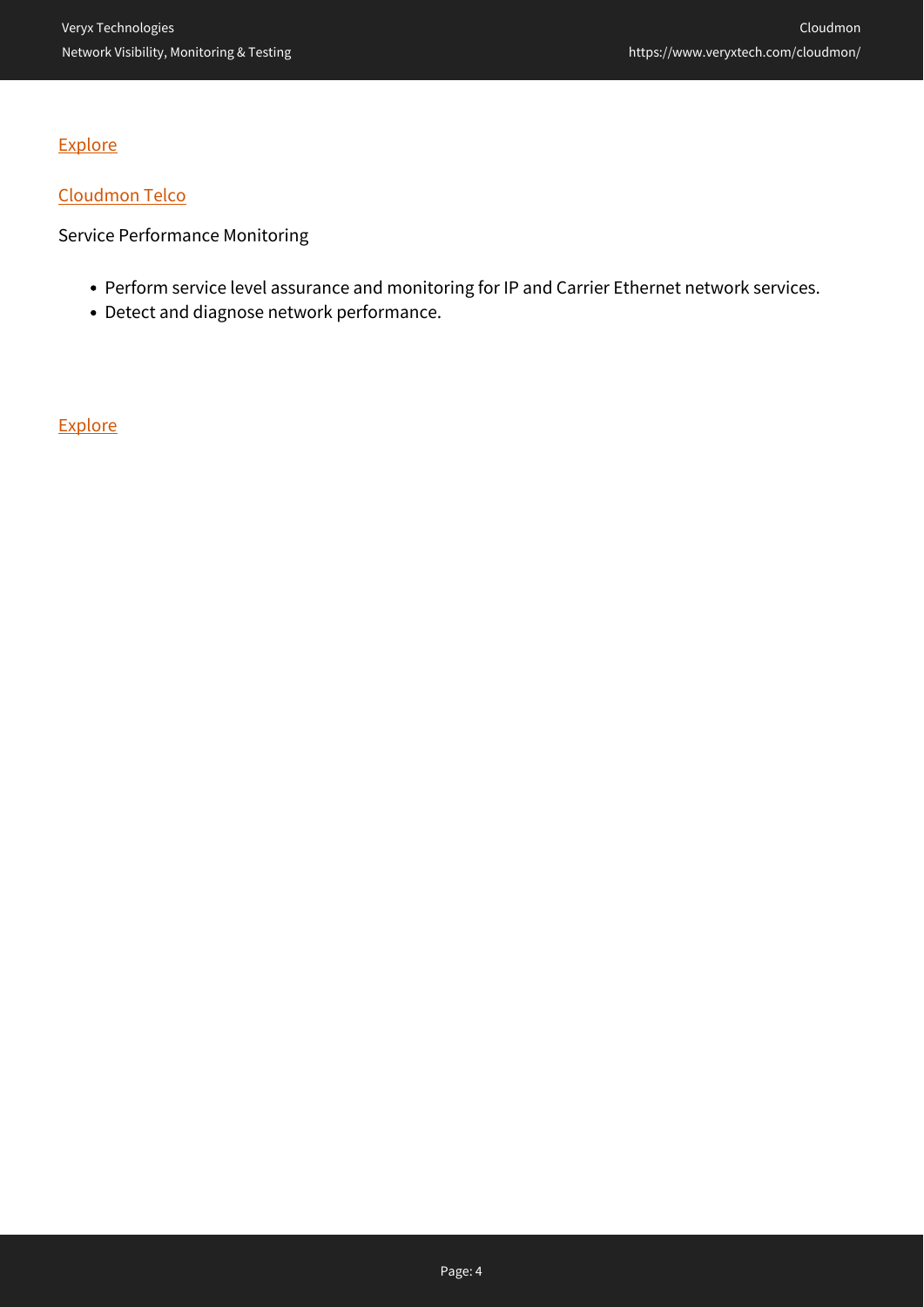Explore

Cloudmon Telco

Service Performance Monitoring

- Perform service level assurance and monitoring for IP and Carrier Ethernet network services.
- Detect and diagnose network performance.

Explore